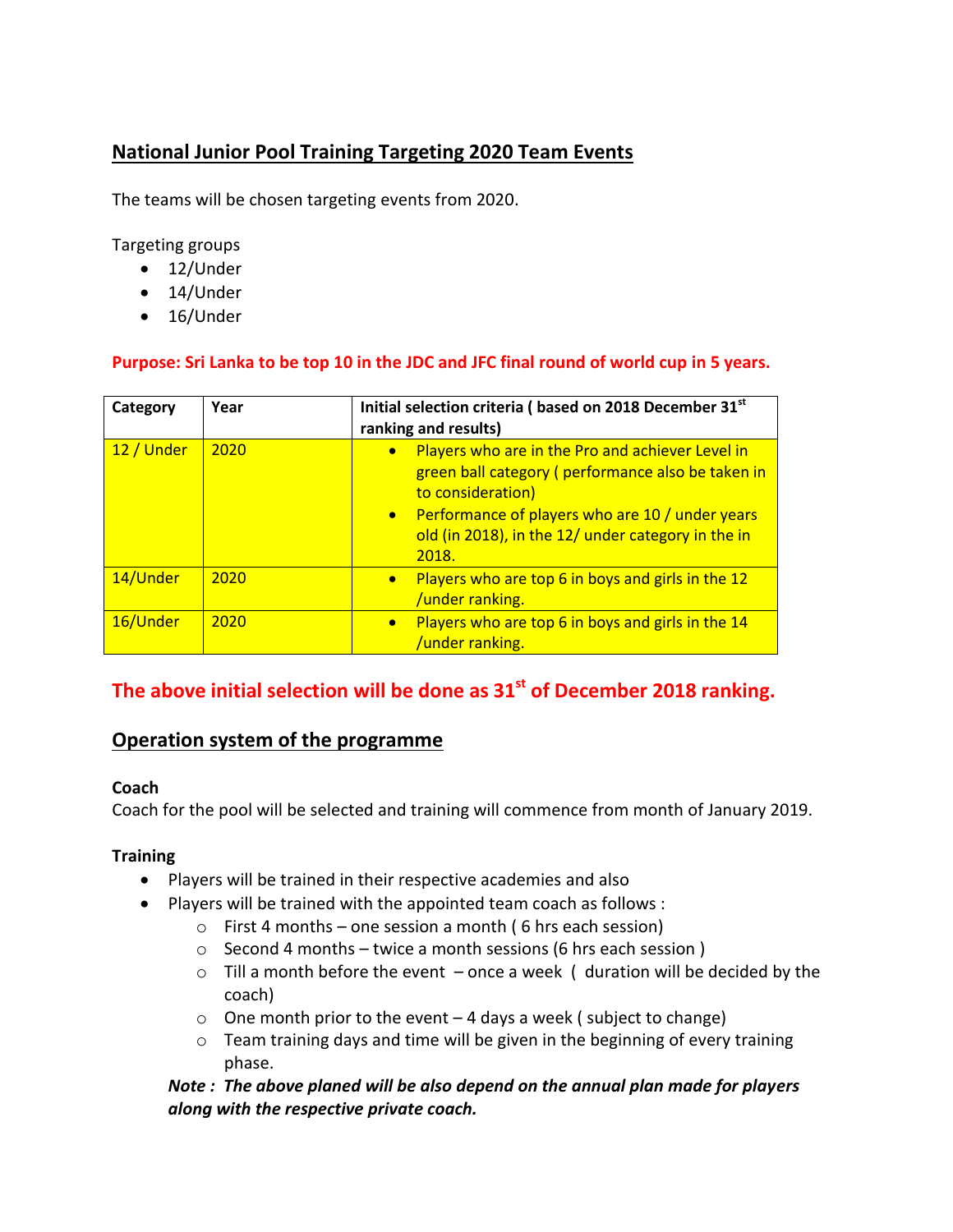## National Junior Pool Training Targeting 2020 Team Events

The teams will be chosen targeting events from 2020.

Targeting groups

- 12/Under
- 14/Under
- 16/Under

**Purpose: Sri Lanka to be top 10 in the JDC and JFC final round of world cup in 5 years.**

| Category | Year | Initial selection criteria ( based on 2018 December 31st ranking and results) |
|---|---|---|
| 12 / Under | 2020 | • Players who are in the Pro and achiever Level in green ball category ( performance also be taken in to consideration)<br>• Performance of players who are 10 / under years old (in 2018), in the 12/ under category in the in 2018. |
| 14/Under | 2020 | • Players who are top 6 in boys and girls in the 12 /under ranking. |
| 16/Under | 2020 | • Players who are top 6 in boys and girls in the 14 /under ranking. |

**The above initial selection will be done as 31st of December 2018 ranking.**

## Operation system of the programme

**Coach**

Coach for the pool will be selected and training will commence from month of January 2019.

**Training**

- Players will be trained in their respective academies and also
- Players will be trained with the appointed team coach as follows :
  - First 4 months – one session a month ( 6 hrs each session)
  - Second 4 months – twice a month sessions (6 hrs each session )
  - Till a month before the event – once a week ( duration will be decided by the coach)
  - One month prior to the event – 4 days a week ( subject to change)
  - Team training days and time will be given in the beginning of every training phase.

  ***Note : The above planed will be also depend on the annual plan made for players along with the respective private coach.***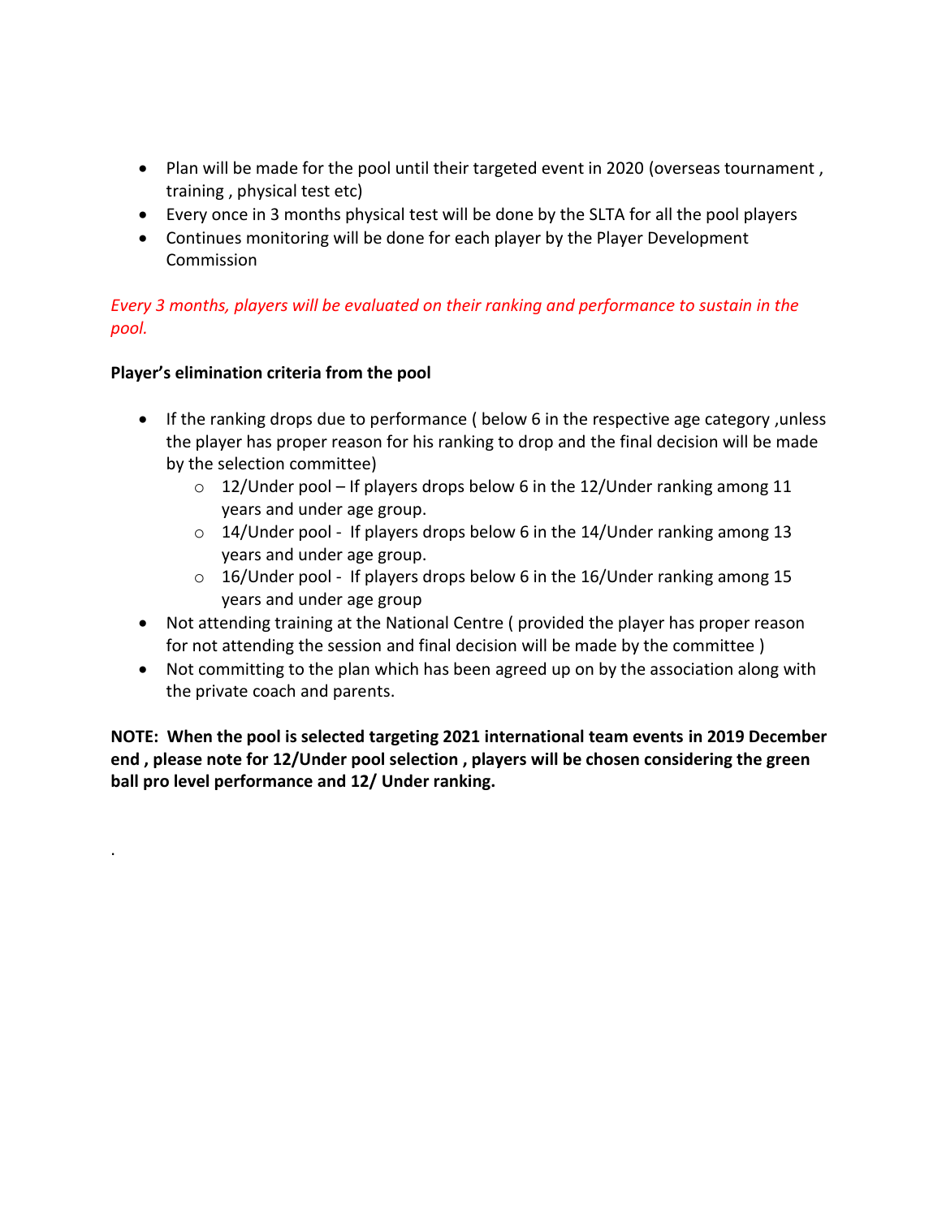- Plan will be made for the pool until their targeted event in 2020 (overseas tournament , training , physical test etc)
- Every once in 3 months physical test will be done by the SLTA for all the pool players
- Continues monitoring will be done for each player by the Player Development Commission

*Every 3 months, players will be evaluated on their ranking and performance to sustain in the pool.*

**Player's elimination criteria from the pool**

- If the ranking drops due to performance ( below 6 in the respective age category ,unless the player has proper reason for his ranking to drop and the final decision will be made by the selection committee)
  - 12/Under pool – If players drops below 6 in the 12/Under ranking among 11 years and under age group.
  - 14/Under pool - If players drops below 6 in the 14/Under ranking among 13 years and under age group.
  - 16/Under pool - If players drops below 6 in the 16/Under ranking among 15 years and under age group
- Not attending training at the National Centre ( provided the player has proper reason for not attending the session and final decision will be made by the committee )
- Not committing to the plan which has been agreed up on by the association along with the private coach and parents.

**NOTE: When the pool is selected targeting 2021 international team events in 2019 December end , please note for 12/Under pool selection , players will be chosen considering the green ball pro level performance and 12/ Under ranking.**

.